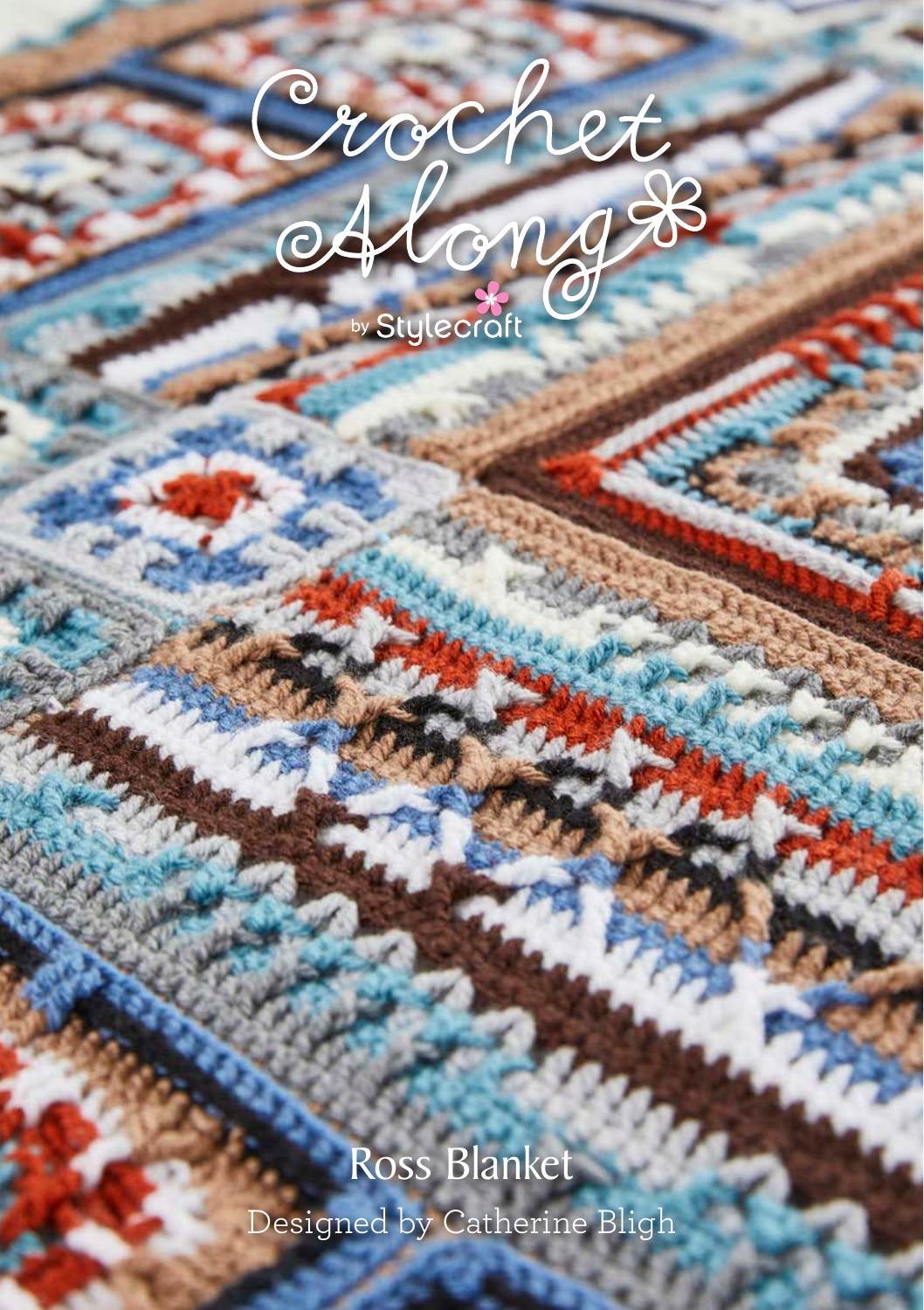# Crochet Along

by Stylecraft

## Ross Blanket

Designed by Catherine Bligh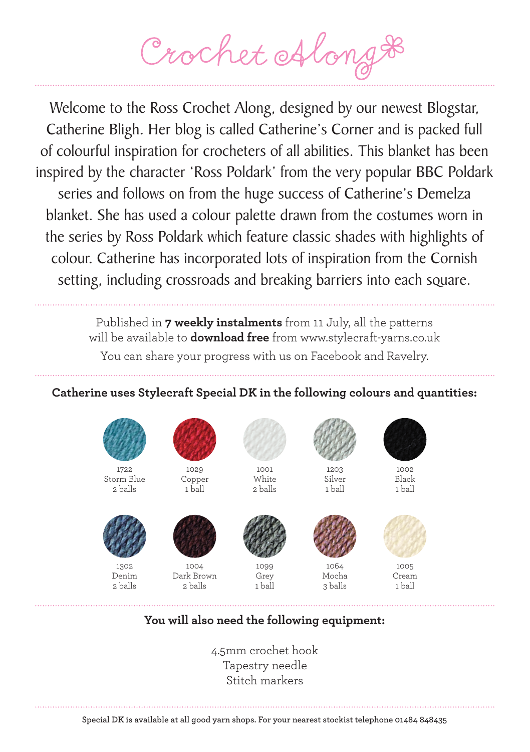# Crochet Along

Welcome to the Ross Crochet Along, designed by our newest Blogstar, Catherine Bligh. Her blog is called Catherine's Corner and is packed full of colourful inspiration for crocheters of all abilities. This blanket has been inspired by the character 'Ross Poldark' from the very popular BBC Poldark series and follows on from the huge success of Catherine's Demelza blanket. She has used a colour palette drawn from the costumes worn in the series by Ross Poldark which feature classic shades with highlights of colour. Catherine has incorporated lots of inspiration from the Cornish setting, including crossroads and breaking barriers into each square.

Published in **7 weekly instalments** from 11 July, all the patterns will be available to **download free** from www.stylecraft-yarns.co.uk

You can share your progress with us on Facebook and Ravelry.

**Catherine uses Stylecraft Special DK in the following colours and quantities:**

| | | | | |
|---|---|---|---|---|
| 1722<br>Storm Blue<br>2 balls | 1029<br>Copper<br>1 ball | 1001<br>White<br>2 balls | 1203<br>Silver<br>1 ball | 1002<br>Black<br>1 ball |
| 1302<br>Denim<br>2 balls | 1004<br>Dark Brown<br>2 balls | 1099<br>Grey<br>1 ball | 1064<br>Mocha<br>3 balls | 1005<br>Cream<br>1 ball |

**You will also need the following equipment:**

4.5mm crochet hook
Tapestry needle
Stitch markers

Special DK is available at all good yarn shops. For your nearest stockist telephone 01484 848435